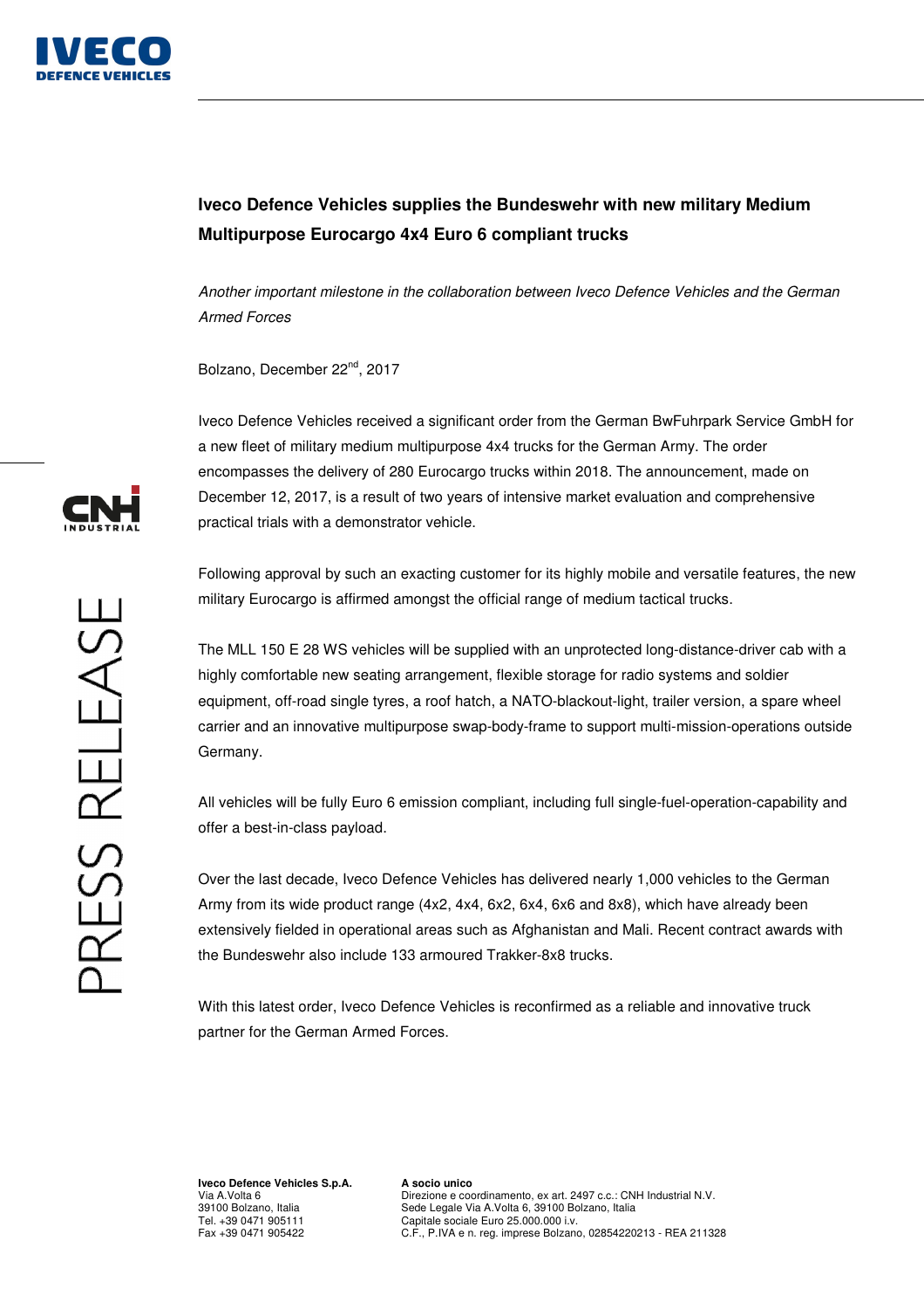# Iveco Defence Vehicles supplies the Bundeswehr with new military Medium Multipurpose Eurocargo 4x4 Euro 6 compliant trucks

*Another important milestone in the collaboration between Iveco Defence Vehicles and the German Armed Forces*

Bolzano, December 22nd, 2017

Iveco Defence Vehicles received a significant order from the German BwFuhrpark Service GmbH for a new fleet of military medium multipurpose 4x4 trucks for the German Army. The order encompasses the delivery of 280 Eurocargo trucks within 2018. The announcement, made on December 12, 2017, is a result of two years of intensive market evaluation and comprehensive practical trials with a demonstrator vehicle.

Following approval by such an exacting customer for its highly mobile and versatile features, the new military Eurocargo is affirmed amongst the official range of medium tactical trucks.

The MLL 150 E 28 WS vehicles will be supplied with an unprotected long-distance-driver cab with a highly comfortable new seating arrangement, flexible storage for radio systems and soldier equipment, off-road single tyres, a roof hatch, a NATO-blackout-light, trailer version, a spare wheel carrier and an innovative multipurpose swap-body-frame to support multi-mission-operations outside Germany.

All vehicles will be fully Euro 6 emission compliant, including full single-fuel-operation-capability and offer a best-in-class payload.

Over the last decade, Iveco Defence Vehicles has delivered nearly 1,000 vehicles to the German Army from its wide product range (4x2, 4x4, 6x2, 6x4, 6x6 and 8x8), which have already been extensively fielded in operational areas such as Afghanistan and Mali. Recent contract awards with the Bundeswehr also include 133 armoured Trakker-8x8 trucks.

With this latest order, Iveco Defence Vehicles is reconfirmed as a reliable and innovative truck partner for the German Armed Forces.

**Iveco Defence Vehicles S.p.A.**
Via A.Volta 6
39100 Bolzano, Italia
Tel. +39 0471 905111
Fax +39 0471 905422

**A socio unico**
Direzione e coordinamento, ex art. 2497 c.c.: CNH Industrial N.V.
Sede Legale Via A.Volta 6, 39100 Bolzano, Italia
Capitale sociale Euro 25.000.000 i.v.
C.F., P.IVA e n. reg. imprese Bolzano, 02854220213 - REA 211328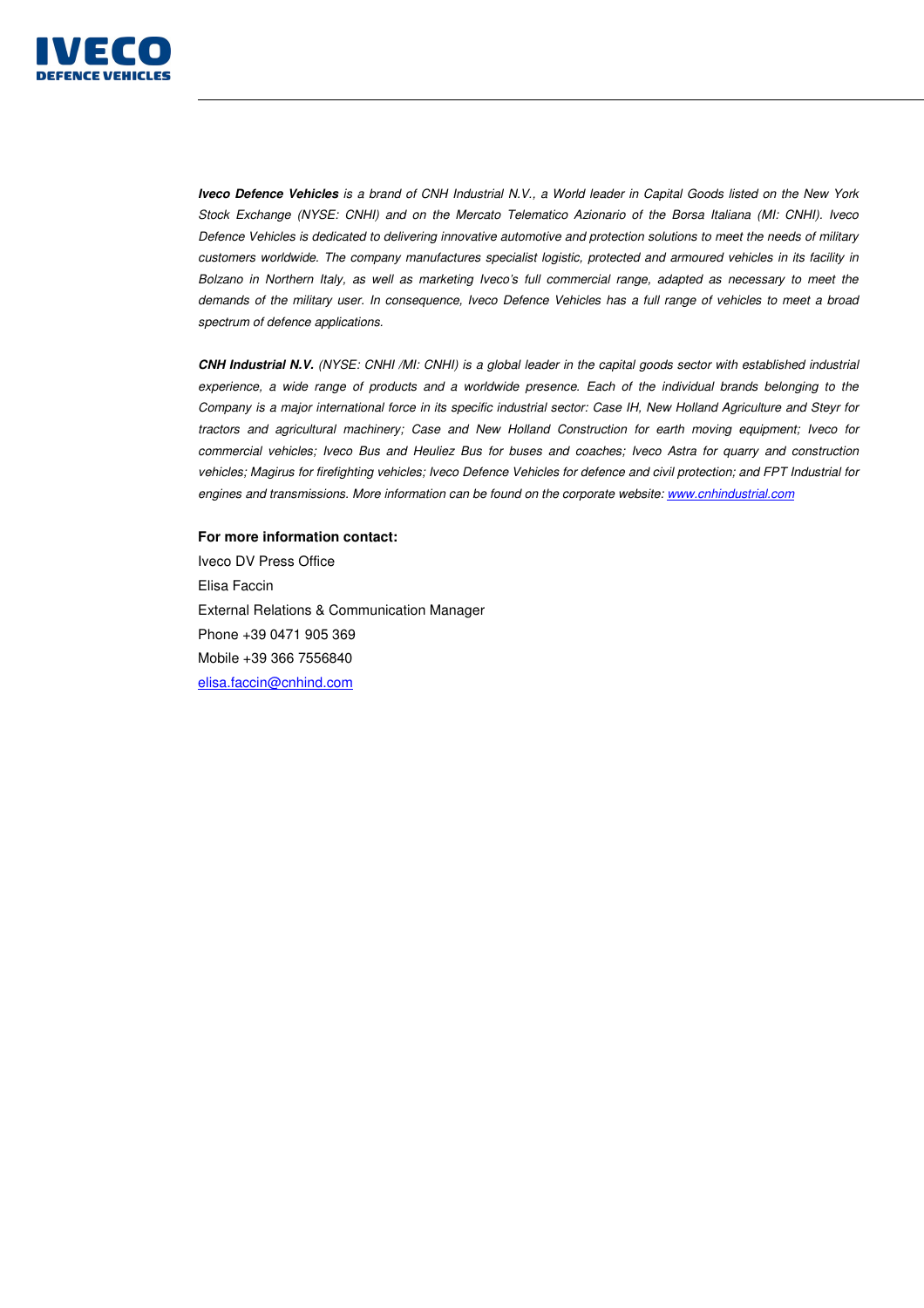***Iveco Defence Vehicles*** *is a brand of CNH Industrial N.V., a World leader in Capital Goods listed on the New York Stock Exchange (NYSE: CNHI) and on the Mercato Telematico Azionario of the Borsa Italiana (MI: CNHI). Iveco Defence Vehicles is dedicated to delivering innovative automotive and protection solutions to meet the needs of military customers worldwide. The company manufactures specialist logistic, protected and armoured vehicles in its facility in Bolzano in Northern Italy, as well as marketing Iveco's full commercial range, adapted as necessary to meet the demands of the military user. In consequence, Iveco Defence Vehicles has a full range of vehicles to meet a broad spectrum of defence applications.*

***CNH Industrial N.V.*** *(NYSE: CNHI /MI: CNHI) is a global leader in the capital goods sector with established industrial experience, a wide range of products and a worldwide presence. Each of the individual brands belonging to the Company is a major international force in its specific industrial sector: Case IH, New Holland Agriculture and Steyr for tractors and agricultural machinery; Case and New Holland Construction for earth moving equipment; Iveco for commercial vehicles; Iveco Bus and Heuliez Bus for buses and coaches; Iveco Astra for quarry and construction vehicles; Magirus for firefighting vehicles; Iveco Defence Vehicles for defence and civil protection; and FPT Industrial for engines and transmissions. More information can be found on the corporate website: [www.cnhindustrial.com](http://www.cnhindustrial.com)*

**For more information contact:**

Iveco DV Press Office

Elisa Faccin

External Relations & Communication Manager

Phone +39 0471 905 369

Mobile +39 366 7556840

[elisa.faccin@cnhind.com](mailto:elisa.faccin@cnhind.com)